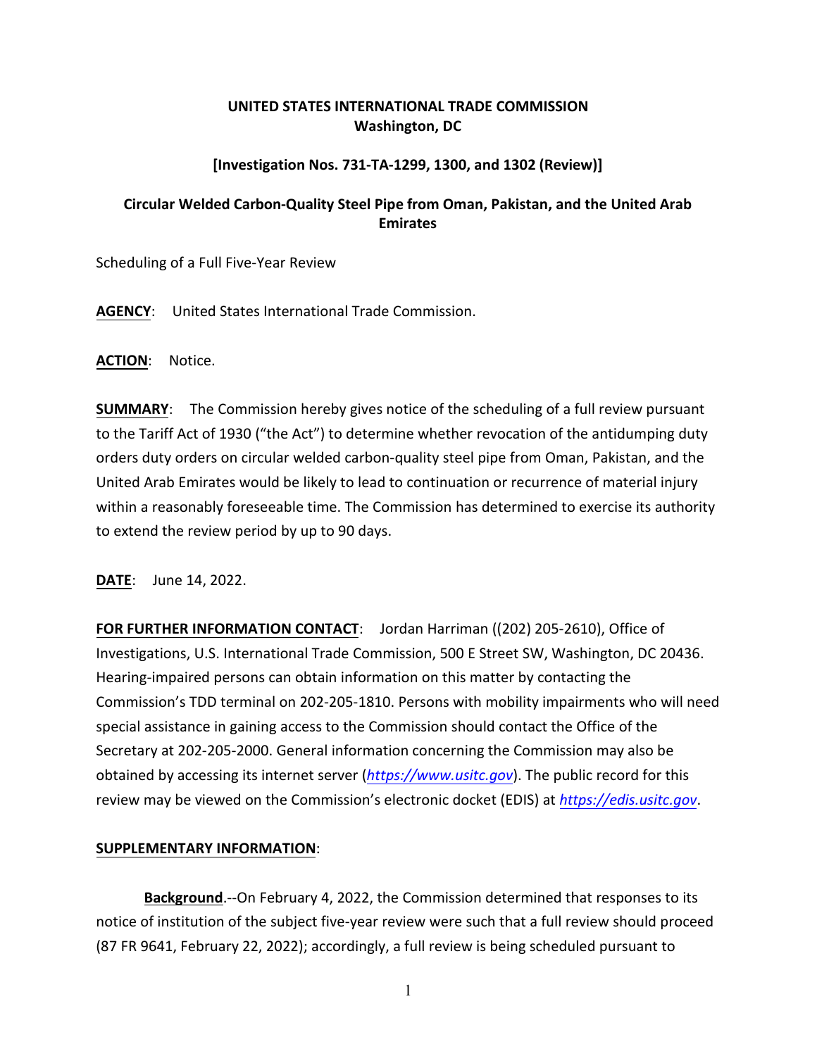**UNITED STATES INTERNATIONAL TRADE COMMISSION**
**Washington, DC**

**[Investigation Nos. 731-TA-1299, 1300, and 1302 (Review)]**

**Circular Welded Carbon-Quality Steel Pipe from Oman, Pakistan, and the United Arab Emirates**

Scheduling of a Full Five-Year Review

**AGENCY**: United States International Trade Commission.

**ACTION**: Notice.

**SUMMARY**: The Commission hereby gives notice of the scheduling of a full review pursuant to the Tariff Act of 1930 ("the Act") to determine whether revocation of the antidumping duty orders duty orders on circular welded carbon-quality steel pipe from Oman, Pakistan, and the United Arab Emirates would be likely to lead to continuation or recurrence of material injury within a reasonably foreseeable time. The Commission has determined to exercise its authority to extend the review period by up to 90 days.

**DATE**: June 14, 2022.

**FOR FURTHER INFORMATION CONTACT**: Jordan Harriman ((202) 205-2610), Office of Investigations, U.S. International Trade Commission, 500 E Street SW, Washington, DC 20436. Hearing-impaired persons can obtain information on this matter by contacting the Commission's TDD terminal on 202-205-1810. Persons with mobility impairments who will need special assistance in gaining access to the Commission should contact the Office of the Secretary at 202-205-2000. General information concerning the Commission may also be obtained by accessing its internet server (*https://www.usitc.gov*). The public record for this review may be viewed on the Commission's electronic docket (EDIS) at *https://edis.usitc.gov*.

**SUPPLEMENTARY INFORMATION**:

**Background**.--On February 4, 2022, the Commission determined that responses to its notice of institution of the subject five-year review were such that a full review should proceed (87 FR 9641, February 22, 2022); accordingly, a full review is being scheduled pursuant to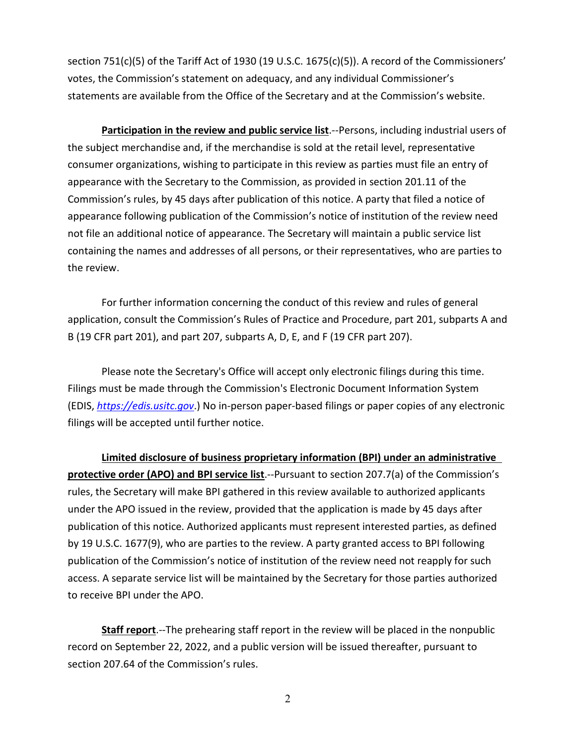section 751(c)(5) of the Tariff Act of 1930 (19 U.S.C. 1675(c)(5)). A record of the Commissioners' votes, the Commission's statement on adequacy, and any individual Commissioner's statements are available from the Office of the Secretary and at the Commission's website.

**Participation in the review and public service list**.--Persons, including industrial users of the subject merchandise and, if the merchandise is sold at the retail level, representative consumer organizations, wishing to participate in this review as parties must file an entry of appearance with the Secretary to the Commission, as provided in section 201.11 of the Commission's rules, by 45 days after publication of this notice. A party that filed a notice of appearance following publication of the Commission's notice of institution of the review need not file an additional notice of appearance. The Secretary will maintain a public service list containing the names and addresses of all persons, or their representatives, who are parties to the review.

For further information concerning the conduct of this review and rules of general application, consult the Commission's Rules of Practice and Procedure, part 201, subparts A and B (19 CFR part 201), and part 207, subparts A, D, E, and F (19 CFR part 207).

Please note the Secretary's Office will accept only electronic filings during this time. Filings must be made through the Commission's Electronic Document Information System (EDIS, *https://edis.usitc.gov*.) No in-person paper-based filings or paper copies of any electronic filings will be accepted until further notice.

**Limited disclosure of business proprietary information (BPI) under an administrative protective order (APO) and BPI service list**.--Pursuant to section 207.7(a) of the Commission's rules, the Secretary will make BPI gathered in this review available to authorized applicants under the APO issued in the review, provided that the application is made by 45 days after publication of this notice. Authorized applicants must represent interested parties, as defined by 19 U.S.C. 1677(9), who are parties to the review. A party granted access to BPI following publication of the Commission's notice of institution of the review need not reapply for such access. A separate service list will be maintained by the Secretary for those parties authorized to receive BPI under the APO.

**Staff report**.--The prehearing staff report in the review will be placed in the nonpublic record on September 22, 2022, and a public version will be issued thereafter, pursuant to section 207.64 of the Commission's rules.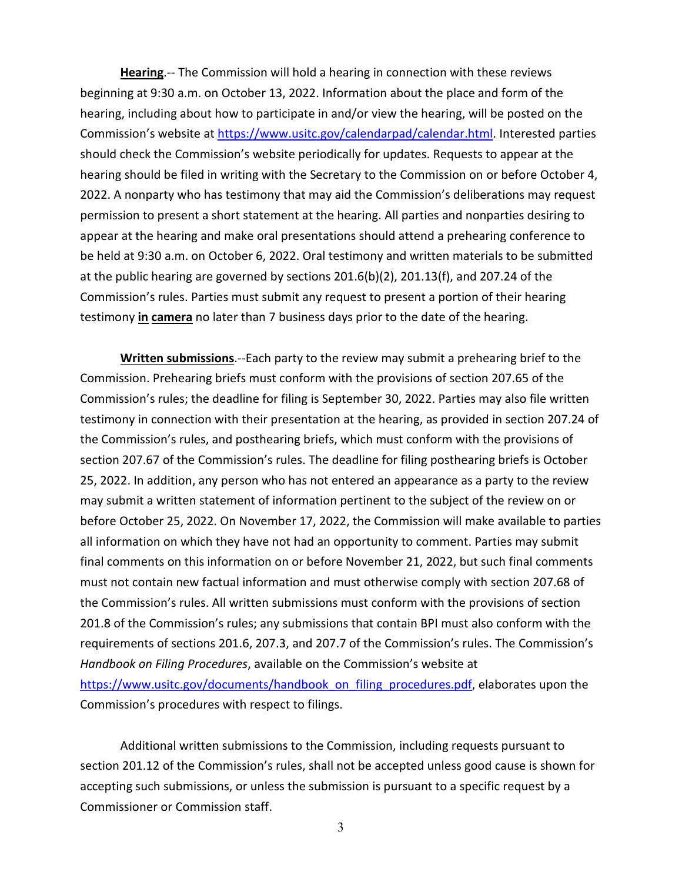**Hearing**.-- The Commission will hold a hearing in connection with these reviews beginning at 9:30 a.m. on October 13, 2022. Information about the place and form of the hearing, including about how to participate in and/or view the hearing, will be posted on the Commission's website at https://www.usitc.gov/calendarpad/calendar.html. Interested parties should check the Commission's website periodically for updates. Requests to appear at the hearing should be filed in writing with the Secretary to the Commission on or before October 4, 2022. A nonparty who has testimony that may aid the Commission's deliberations may request permission to present a short statement at the hearing. All parties and nonparties desiring to appear at the hearing and make oral presentations should attend a prehearing conference to be held at 9:30 a.m. on October 6, 2022. Oral testimony and written materials to be submitted at the public hearing are governed by sections 201.6(b)(2), 201.13(f), and 207.24 of the Commission's rules. Parties must submit any request to present a portion of their hearing testimony **in camera** no later than 7 business days prior to the date of the hearing.

**Written submissions**.--Each party to the review may submit a prehearing brief to the Commission. Prehearing briefs must conform with the provisions of section 207.65 of the Commission's rules; the deadline for filing is September 30, 2022. Parties may also file written testimony in connection with their presentation at the hearing, as provided in section 207.24 of the Commission's rules, and posthearing briefs, which must conform with the provisions of section 207.67 of the Commission's rules. The deadline for filing posthearing briefs is October 25, 2022. In addition, any person who has not entered an appearance as a party to the review may submit a written statement of information pertinent to the subject of the review on or before October 25, 2022. On November 17, 2022, the Commission will make available to parties all information on which they have not had an opportunity to comment. Parties may submit final comments on this information on or before November 21, 2022, but such final comments must not contain new factual information and must otherwise comply with section 207.68 of the Commission's rules. All written submissions must conform with the provisions of section 201.8 of the Commission's rules; any submissions that contain BPI must also conform with the requirements of sections 201.6, 207.3, and 207.7 of the Commission's rules. The Commission's *Handbook on Filing Procedures*, available on the Commission's website at https://www.usitc.gov/documents/handbook_on_filing_procedures.pdf, elaborates upon the Commission's procedures with respect to filings.

Additional written submissions to the Commission, including requests pursuant to section 201.12 of the Commission's rules, shall not be accepted unless good cause is shown for accepting such submissions, or unless the submission is pursuant to a specific request by a Commissioner or Commission staff.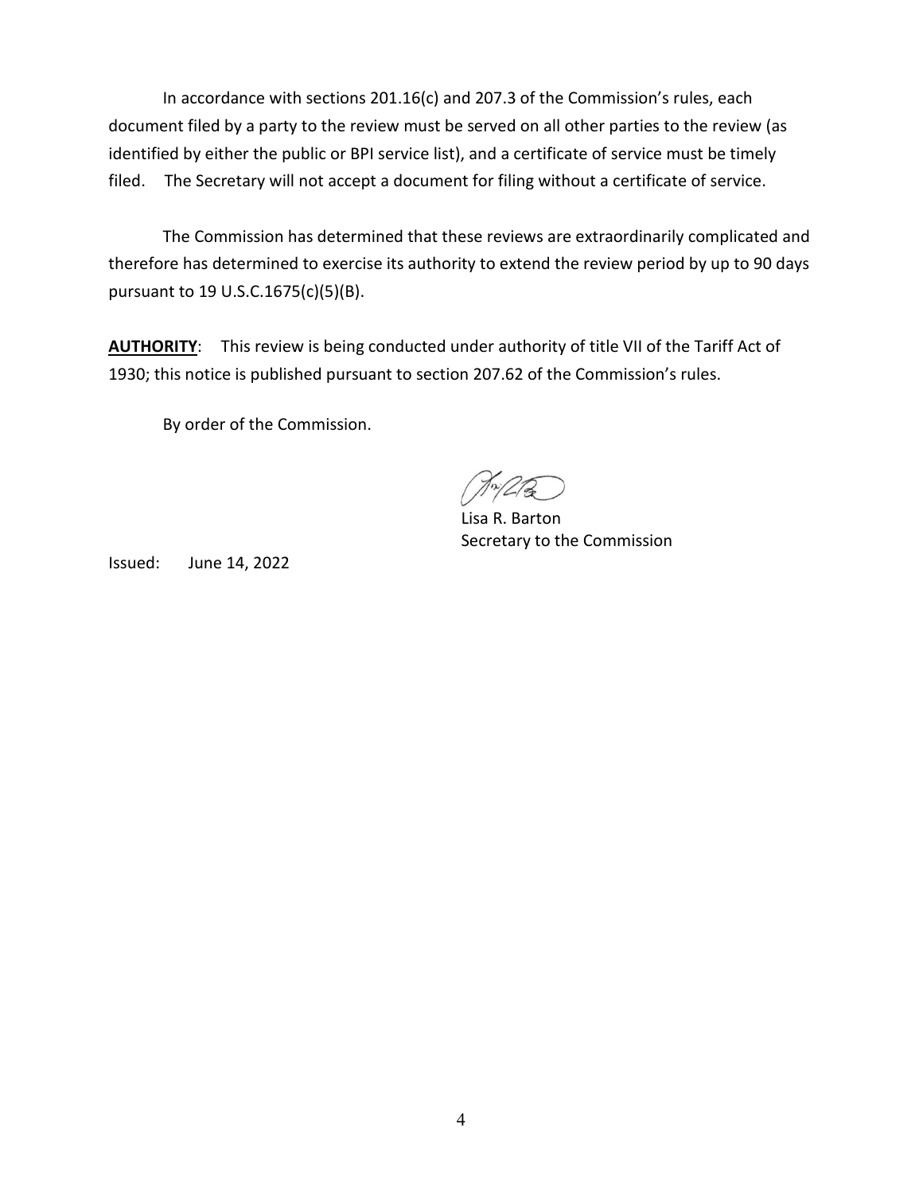In accordance with sections 201.16(c) and 207.3 of the Commission's rules, each document filed by a party to the review must be served on all other parties to the review (as identified by either the public or BPI service list), and a certificate of service must be timely filed. The Secretary will not accept a document for filing without a certificate of service.

The Commission has determined that these reviews are extraordinarily complicated and therefore has determined to exercise its authority to extend the review period by up to 90 days pursuant to 19 U.S.C.1675(c)(5)(B).

**AUTHORITY**: This review is being conducted under authority of title VII of the Tariff Act of 1930; this notice is published pursuant to section 207.62 of the Commission's rules.

By order of the Commission.

Lisa R. Barton
Secretary to the Commission

Issued: June 14, 2022